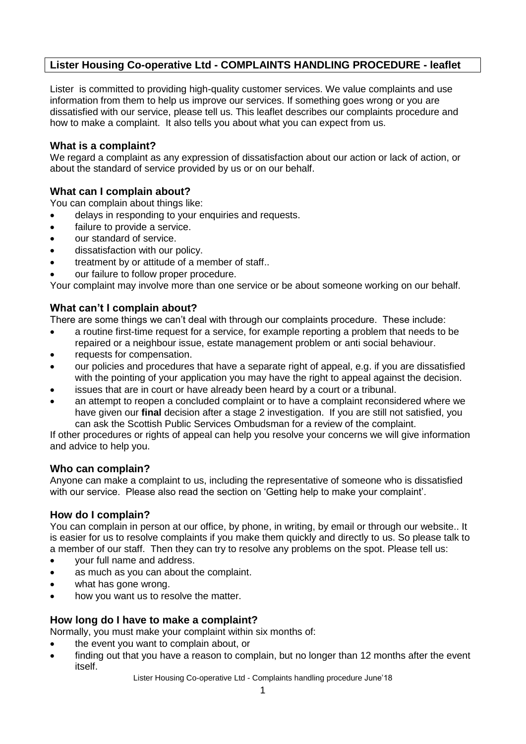**Lister Housing Co-operative Ltd - COMPLAINTS HANDLING PROCEDURE - leaflet**

Lister is committed to providing high-quality customer services. We value complaints and use information from them to help us improve our services. If something goes wrong or you are dissatisfied with our service, please tell us. This leaflet describes our complaints procedure and how to make a complaint. It also tells you about what you can expect from us.

## What is a complaint?

We regard a complaint as any expression of dissatisfaction about our action or lack of action, or about the standard of service provided by us or on our behalf.

## What can I complain about?

You can complain about things like:

- delays in responding to your enquiries and requests.
- failure to provide a service.
- our standard of service.
- dissatisfaction with our policy.
- treatment by or attitude of a member of staff..
- our failure to follow proper procedure.

Your complaint may involve more than one service or be about someone working on our behalf.

## What can't I complain about?

There are some things we can't deal with through our complaints procedure. These include:

- a routine first-time request for a service, for example reporting a problem that needs to be repaired or a neighbour issue, estate management problem or anti social behaviour.
- requests for compensation.
- our policies and procedures that have a separate right of appeal, e.g. if you are dissatisfied with the pointing of your application you may have the right to appeal against the decision.
- issues that are in court or have already been heard by a court or a tribunal.
- an attempt to reopen a concluded complaint or to have a complaint reconsidered where we have given our **final** decision after a stage 2 investigation. If you are still not satisfied, you can ask the Scottish Public Services Ombudsman for a review of the complaint.

If other procedures or rights of appeal can help you resolve your concerns we will give information and advice to help you.

## Who can complain?

Anyone can make a complaint to us, including the representative of someone who is dissatisfied with our service. Please also read the section on 'Getting help to make your complaint'.

## How do I complain?

You can complain in person at our office, by phone, in writing, by email or through our website.. It is easier for us to resolve complaints if you make them quickly and directly to us. So please talk to a member of our staff. Then they can try to resolve any problems on the spot. Please tell us:

- your full name and address.
- as much as you can about the complaint.
- what has gone wrong.
- how you want us to resolve the matter.

## How long do I have to make a complaint?

Normally, you must make your complaint within six months of:

- the event you want to complain about, or
- finding out that you have a reason to complain, but no longer than 12 months after the event itself.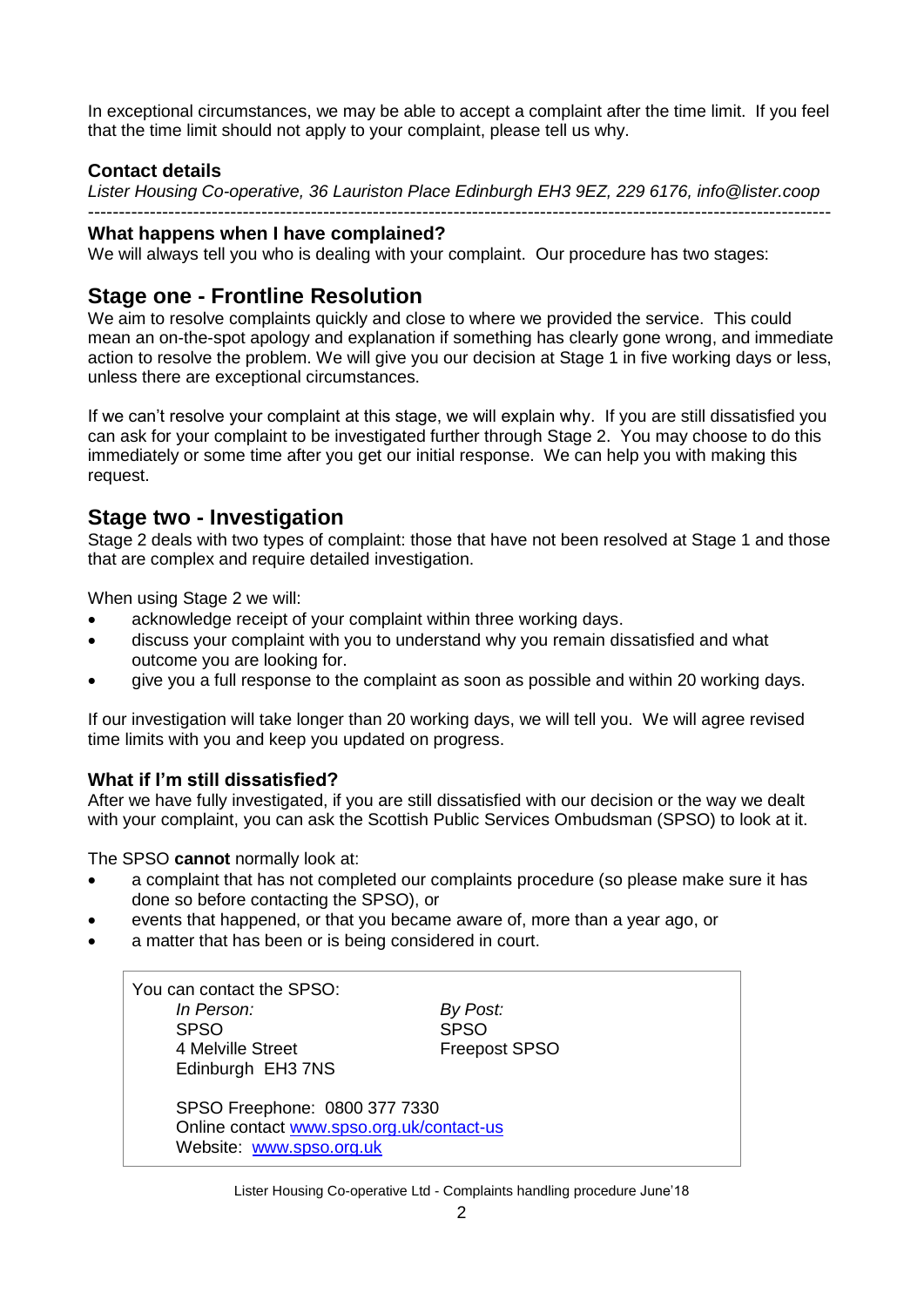In exceptional circumstances, we may be able to accept a complaint after the time limit. If you feel that the time limit should not apply to your complaint, please tell us why.

### Contact details

*Lister Housing Co-operative, 36 Lauriston Place Edinburgh EH3 9EZ, 229 6176, info@lister.coop*

---

### What happens when I have complained?

We will always tell you who is dealing with your complaint. Our procedure has two stages:

## Stage one - Frontline Resolution

We aim to resolve complaints quickly and close to where we provided the service. This could mean an on-the-spot apology and explanation if something has clearly gone wrong, and immediate action to resolve the problem. We will give you our decision at Stage 1 in five working days or less, unless there are exceptional circumstances.

If we can't resolve your complaint at this stage, we will explain why. If you are still dissatisfied you can ask for your complaint to be investigated further through Stage 2. You may choose to do this immediately or some time after you get our initial response. We can help you with making this request.

## Stage two - Investigation

Stage 2 deals with two types of complaint: those that have not been resolved at Stage 1 and those that are complex and require detailed investigation.

When using Stage 2 we will:

- acknowledge receipt of your complaint within three working days.
- discuss your complaint with you to understand why you remain dissatisfied and what outcome you are looking for.
- give you a full response to the complaint as soon as possible and within 20 working days.

If our investigation will take longer than 20 working days, we will tell you. We will agree revised time limits with you and keep you updated on progress.

### What if I'm still dissatisfied?

After we have fully investigated, if you are still dissatisfied with our decision or the way we dealt with your complaint, you can ask the Scottish Public Services Ombudsman (SPSO) to look at it.

The SPSO **cannot** normally look at:

- a complaint that has not completed our complaints procedure (so please make sure it has done so before contacting the SPSO), or
- events that happened, or that you became aware of, more than a year ago, or
- a matter that has been or is being considered in court.

You can contact the SPSO:

*In Person:*
SPSO
4 Melville Street
Edinburgh EH3 7NS

*By Post:*
SPSO
Freepost SPSO

SPSO Freephone: 0800 377 7330
Online contact www.spso.org.uk/contact-us
Website: www.spso.org.uk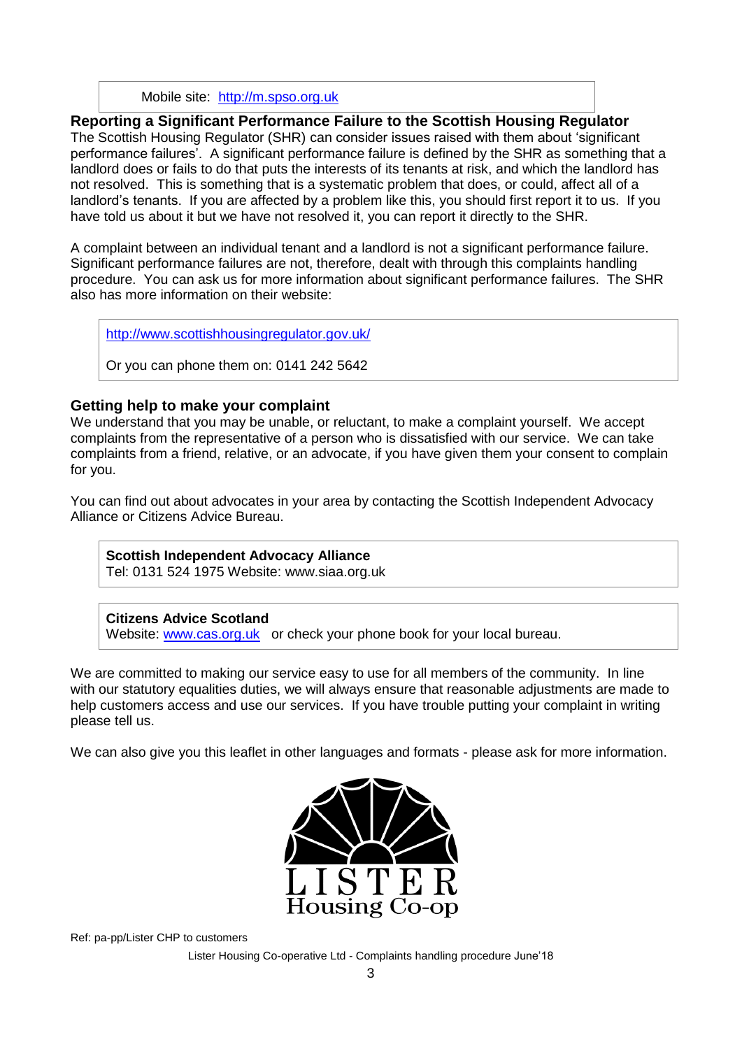Mobile site: http://m.spso.org.uk

## Reporting a Significant Performance Failure to the Scottish Housing Regulator

The Scottish Housing Regulator (SHR) can consider issues raised with them about 'significant performance failures'. A significant performance failure is defined by the SHR as something that a landlord does or fails to do that puts the interests of its tenants at risk, and which the landlord has not resolved. This is something that is a systematic problem that does, or could, affect all of a landlord's tenants. If you are affected by a problem like this, you should first report it to us. If you have told us about it but we have not resolved it, you can report it directly to the SHR.

A complaint between an individual tenant and a landlord is not a significant performance failure. Significant performance failures are not, therefore, dealt with through this complaints handling procedure. You can ask us for more information about significant performance failures. The SHR also has more information on their website:

http://www.scottishhousingregulator.gov.uk/

Or you can phone them on: 0141 242 5642

## Getting help to make your complaint

We understand that you may be unable, or reluctant, to make a complaint yourself. We accept complaints from the representative of a person who is dissatisfied with our service. We can take complaints from a friend, relative, or an advocate, if you have given them your consent to complain for you.

You can find out about advocates in your area by contacting the Scottish Independent Advocacy Alliance or Citizens Advice Bureau.

**Scottish Independent Advocacy Alliance**
Tel: 0131 524 1975 Website: www.siaa.org.uk

**Citizens Advice Scotland**
Website: www.cas.org.uk or check your phone book for your local bureau.

We are committed to making our service easy to use for all members of the community. In line with our statutory equalities duties, we will always ensure that reasonable adjustments are made to help customers access and use our services. If you have trouble putting your complaint in writing please tell us.

We can also give you this leaflet in other languages and formats - please ask for more information.

LISTER Housing Co-op

Ref: pa-pp/Lister CHP to customers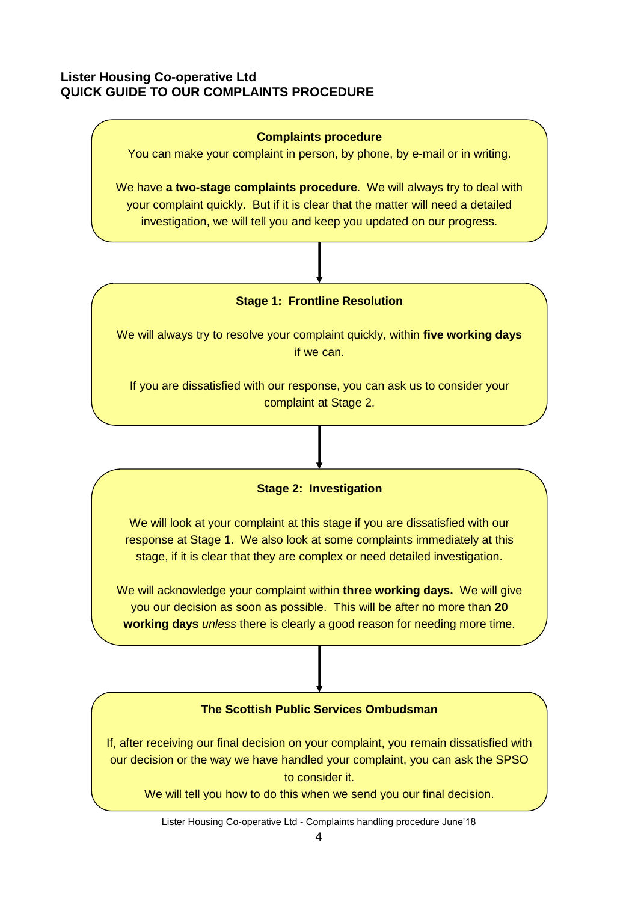**Lister Housing Co-operative Ltd**
**QUICK GUIDE TO OUR COMPLAINTS PROCEDURE**

### Complaints procedure

You can make your complaint in person, by phone, by e-mail or in writing.

We have **a two-stage complaints procedure**. We will always try to deal with your complaint quickly. But if it is clear that the matter will need a detailed investigation, we will tell you and keep you updated on our progress.

### Stage 1: Frontline Resolution

We will always try to resolve your complaint quickly, within **five working days** if we can.

If you are dissatisfied with our response, you can ask us to consider your complaint at Stage 2.

### Stage 2: Investigation

We will look at your complaint at this stage if you are dissatisfied with our response at Stage 1. We also look at some complaints immediately at this stage, if it is clear that they are complex or need detailed investigation.

We will acknowledge your complaint within **three working days.** We will give you our decision as soon as possible. This will be after no more than **20 working days** *unless* there is clearly a good reason for needing more time.

### The Scottish Public Services Ombudsman

If, after receiving our final decision on your complaint, you remain dissatisfied with our decision or the way we have handled your complaint, you can ask the SPSO to consider it.

We will tell you how to do this when we send you our final decision.